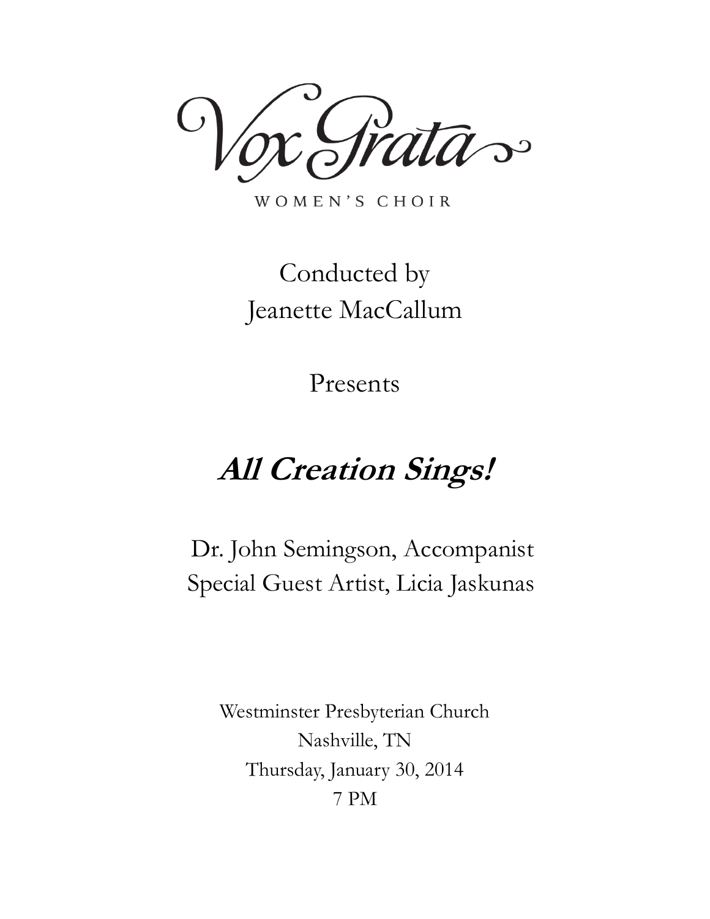# Vox Grata

WOMEN'S CHOIR

Conducted by
Jeanette MacCallum

Presents

## ***All Creation Sings!***

Dr. John Semingson, Accompanist
Special Guest Artist, Licia Jaskunas

Westminster Presbyterian Church
Nashville, TN
Thursday, January 30, 2014
7 PM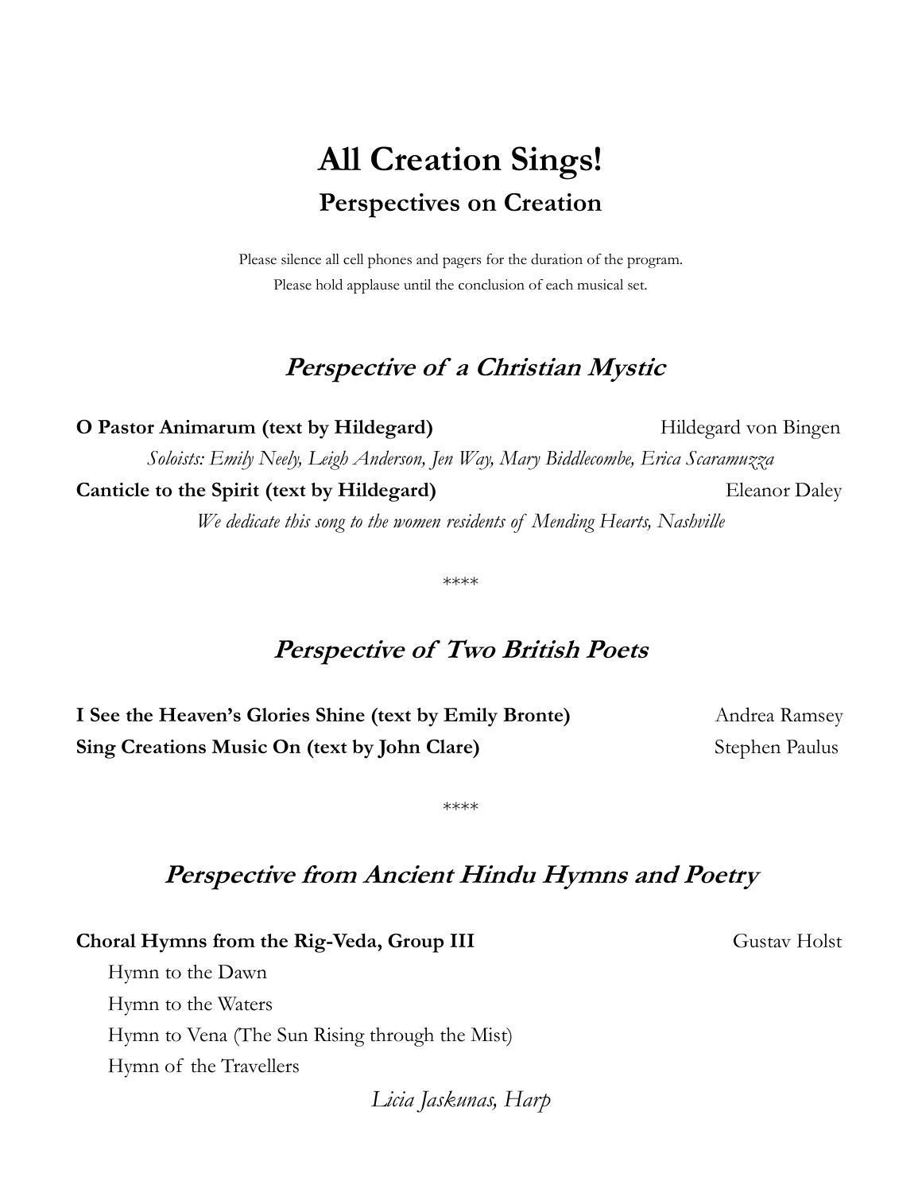# All Creation Sings!

## Perspectives on Creation

Please silence all cell phones and pagers for the duration of the program.
Please hold applause until the conclusion of each musical set.

### *Perspective of a Christian Mystic*

**O Pastor Animarum (text by Hildegard)** — Hildegard von Bingen

*Soloists: Emily Neely, Leigh Anderson, Jen Way, Mary Biddlecombe, Erica Scaramuzza*

**Canticle to the Spirit (text by Hildegard)** — Eleanor Daley

*We dedicate this song to the women residents of Mending Hearts, Nashville*

****

### *Perspective of Two British Poets*

**I See the Heaven's Glories Shine (text by Emily Bronte)** — Andrea Ramsey

**Sing Creations Music On (text by John Clare)** — Stephen Paulus

****

### *Perspective from Ancient Hindu Hymns and Poetry*

**Choral Hymns from the Rig-Veda, Group III** — Gustav Holst

Hymn to the Dawn
Hymn to the Waters
Hymn to Vena (The Sun Rising through the Mist)
Hymn of the Travellers

*Licia Jaskunas, Harp*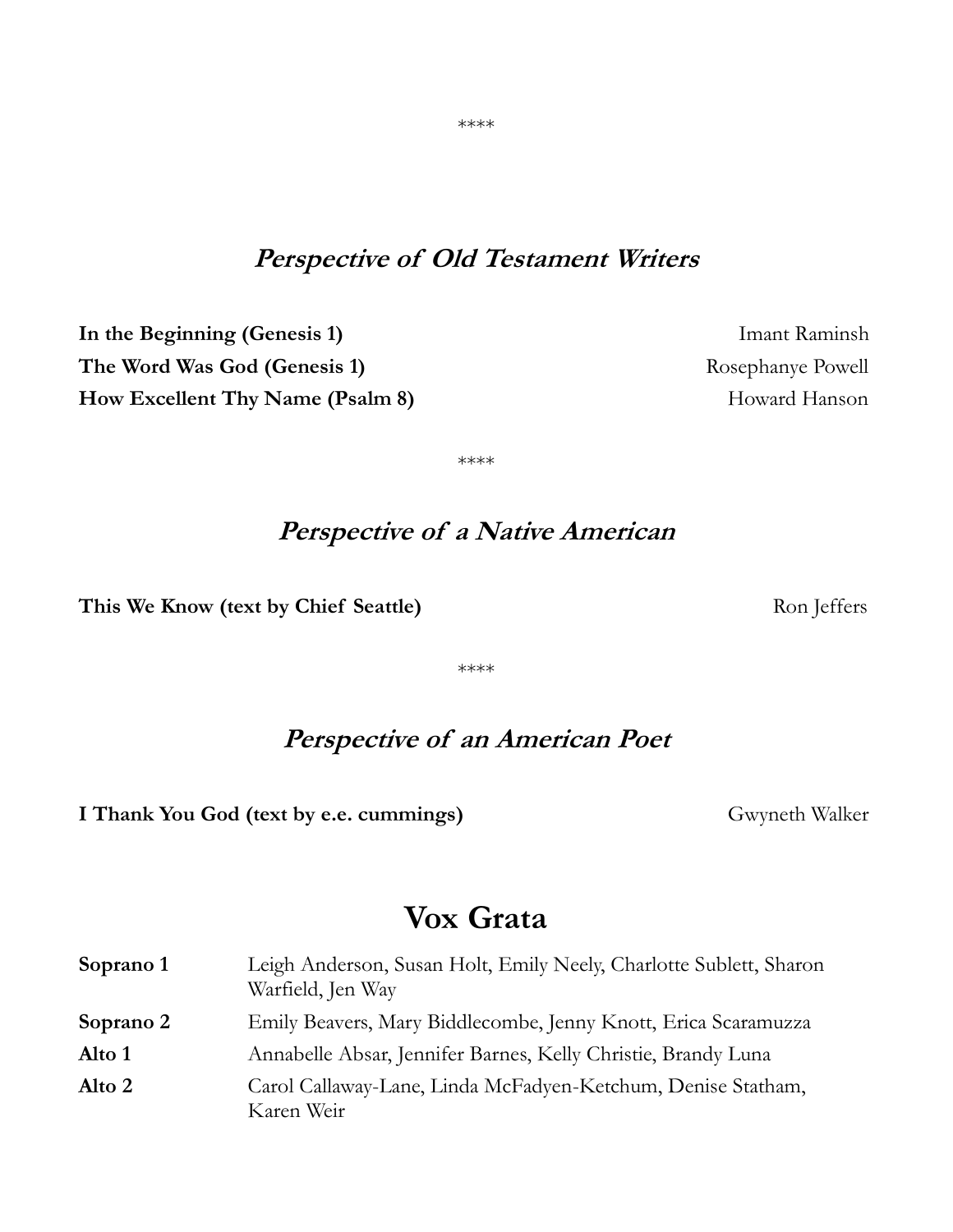\*\*\*\*

## *Perspective of Old Testament Writers*

| | |
|---|---|
| **In the Beginning (Genesis 1)** | Imant Raminsh |
| **The Word Was God (Genesis 1)** | Rosephanye Powell |
| **How Excellent Thy Name (Psalm 8)** | Howard Hanson |

\*\*\*\*

## *Perspective of a Native American*

| | |
|---|---|
| **This We Know (text by Chief Seattle)** | Ron Jeffers |

\*\*\*\*

## *Perspective of an American Poet*

| | |
|---|---|
| **I Thank You God (text by e.e. cummings)** | Gwyneth Walker |

# Vox Grata

| | |
|---|---|
| **Soprano 1** | Leigh Anderson, Susan Holt, Emily Neely, Charlotte Sublett, Sharon Warfield, Jen Way |
| **Soprano 2** | Emily Beavers, Mary Biddlecombe, Jenny Knott, Erica Scaramuzza |
| **Alto 1** | Annabelle Absar, Jennifer Barnes, Kelly Christie, Brandy Luna |
| **Alto 2** | Carol Callaway-Lane, Linda McFadyen-Ketchum, Denise Statham, Karen Weir |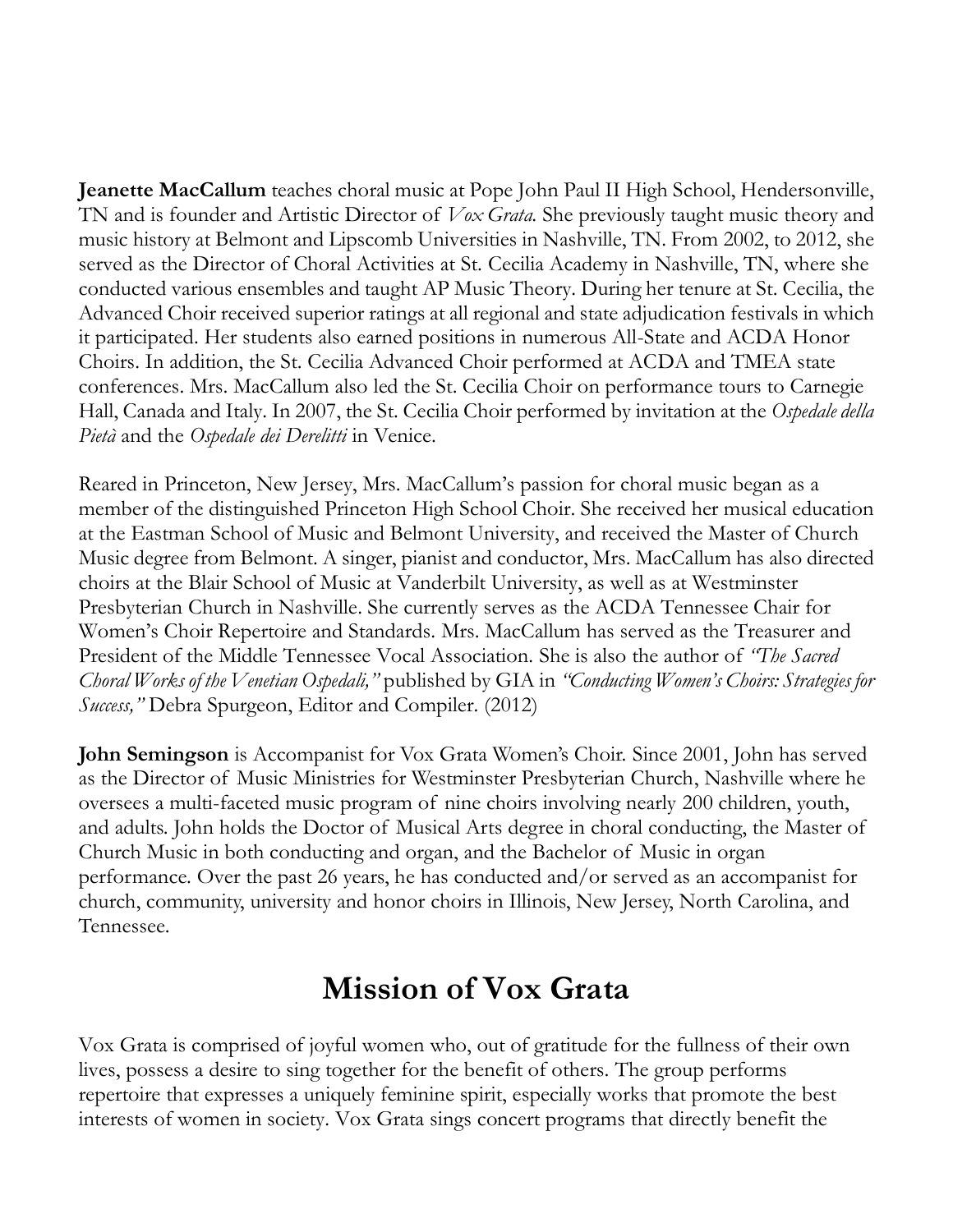**Jeanette MacCallum** teaches choral music at Pope John Paul II High School, Hendersonville, TN and is founder and Artistic Director of *Vox Grata.* She previously taught music theory and music history at Belmont and Lipscomb Universities in Nashville, TN. From 2002, to 2012, she served as the Director of Choral Activities at St. Cecilia Academy in Nashville, TN, where she conducted various ensembles and taught AP Music Theory. During her tenure at St. Cecilia, the Advanced Choir received superior ratings at all regional and state adjudication festivals in which it participated. Her students also earned positions in numerous All-State and ACDA Honor Choirs. In addition, the St. Cecilia Advanced Choir performed at ACDA and TMEA state conferences. Mrs. MacCallum also led the St. Cecilia Choir on performance tours to Carnegie Hall, Canada and Italy. In 2007, the St. Cecilia Choir performed by invitation at the *Ospedale della Pietà* and the *Ospedale dei Derelitti* in Venice.

Reared in Princeton, New Jersey, Mrs. MacCallum's passion for choral music began as a member of the distinguished Princeton High School Choir. She received her musical education at the Eastman School of Music and Belmont University, and received the Master of Church Music degree from Belmont. A singer, pianist and conductor, Mrs. MacCallum has also directed choirs at the Blair School of Music at Vanderbilt University, as well as at Westminster Presbyterian Church in Nashville. She currently serves as the ACDA Tennessee Chair for Women's Choir Repertoire and Standards. Mrs. MacCallum has served as the Treasurer and President of the Middle Tennessee Vocal Association. She is also the author of *"The Sacred Choral Works of the Venetian Ospedali,"* published by GIA in *"Conducting Women's Choirs: Strategies for Success,"* Debra Spurgeon, Editor and Compiler. (2012)

**John Semingson** is Accompanist for Vox Grata Women's Choir. Since 2001, John has served as the Director of Music Ministries for Westminster Presbyterian Church, Nashville where he oversees a multi-faceted music program of nine choirs involving nearly 200 children, youth, and adults. John holds the Doctor of Musical Arts degree in choral conducting, the Master of Church Music in both conducting and organ, and the Bachelor of Music in organ performance. Over the past 26 years, he has conducted and/or served as an accompanist for church, community, university and honor choirs in Illinois, New Jersey, North Carolina, and Tennessee.

# Mission of Vox Grata

Vox Grata is comprised of joyful women who, out of gratitude for the fullness of their own lives, possess a desire to sing together for the benefit of others. The group performs repertoire that expresses a uniquely feminine spirit, especially works that promote the best interests of women in society. Vox Grata sings concert programs that directly benefit the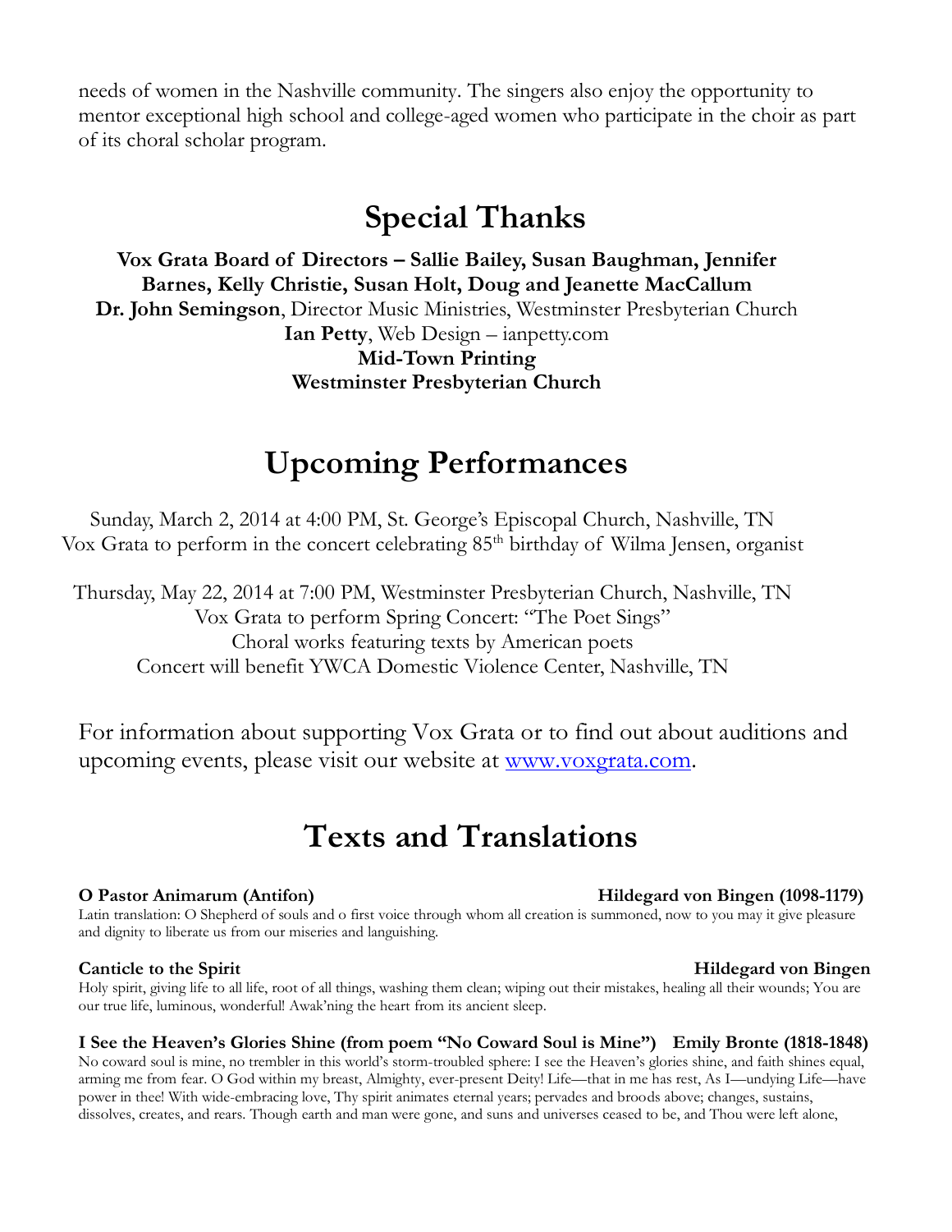needs of women in the Nashville community. The singers also enjoy the opportunity to mentor exceptional high school and college-aged women who participate in the choir as part of its choral scholar program.

## Special Thanks

**Vox Grata Board of Directors – Sallie Bailey, Susan Baughman, Jennifer Barnes, Kelly Christie, Susan Holt, Doug and Jeanette MacCallum**
**Dr. John Semingson**, Director Music Ministries, Westminster Presbyterian Church
**Ian Petty**, Web Design – ianpetty.com
**Mid-Town Printing**
**Westminster Presbyterian Church**

## Upcoming Performances

Sunday, March 2, 2014 at 4:00 PM, St. George's Episcopal Church, Nashville, TN
Vox Grata to perform in the concert celebrating 85th birthday of Wilma Jensen, organist

Thursday, May 22, 2014 at 7:00 PM, Westminster Presbyterian Church, Nashville, TN
Vox Grata to perform Spring Concert: "The Poet Sings"
Choral works featuring texts by American poets
Concert will benefit YWCA Domestic Violence Center, Nashville, TN

For information about supporting Vox Grata or to find out about auditions and upcoming events, please visit our website at [www.voxgrata.com](http://www.voxgrata.com).

## Texts and Translations

**O Pastor Animarum (Antifon)** **Hildegard von Bingen (1098-1179)**
Latin translation: O Shepherd of souls and o first voice through whom all creation is summoned, now to you may it give pleasure and dignity to liberate us from our miseries and languishing.

**Canticle to the Spirit** **Hildegard von Bingen**
Holy spirit, giving life to all life, root of all things, washing them clean; wiping out their mistakes, healing all their wounds; You are our true life, luminous, wonderful! Awak'ning the heart from its ancient sleep.

**I See the Heaven's Glories Shine (from poem "No Coward Soul is Mine")** **Emily Bronte (1818-1848)**
No coward soul is mine, no trembler in this world's storm-troubled sphere: I see the Heaven's glories shine, and faith shines equal, arming me from fear. O God within my breast, Almighty, ever-present Deity! Life—that in me has rest, As I—undying Life—have power in thee! With wide-embracing love, Thy spirit animates eternal years; pervades and broods above; changes, sustains, dissolves, creates, and rears. Though earth and man were gone, and suns and universes ceased to be, and Thou were left alone,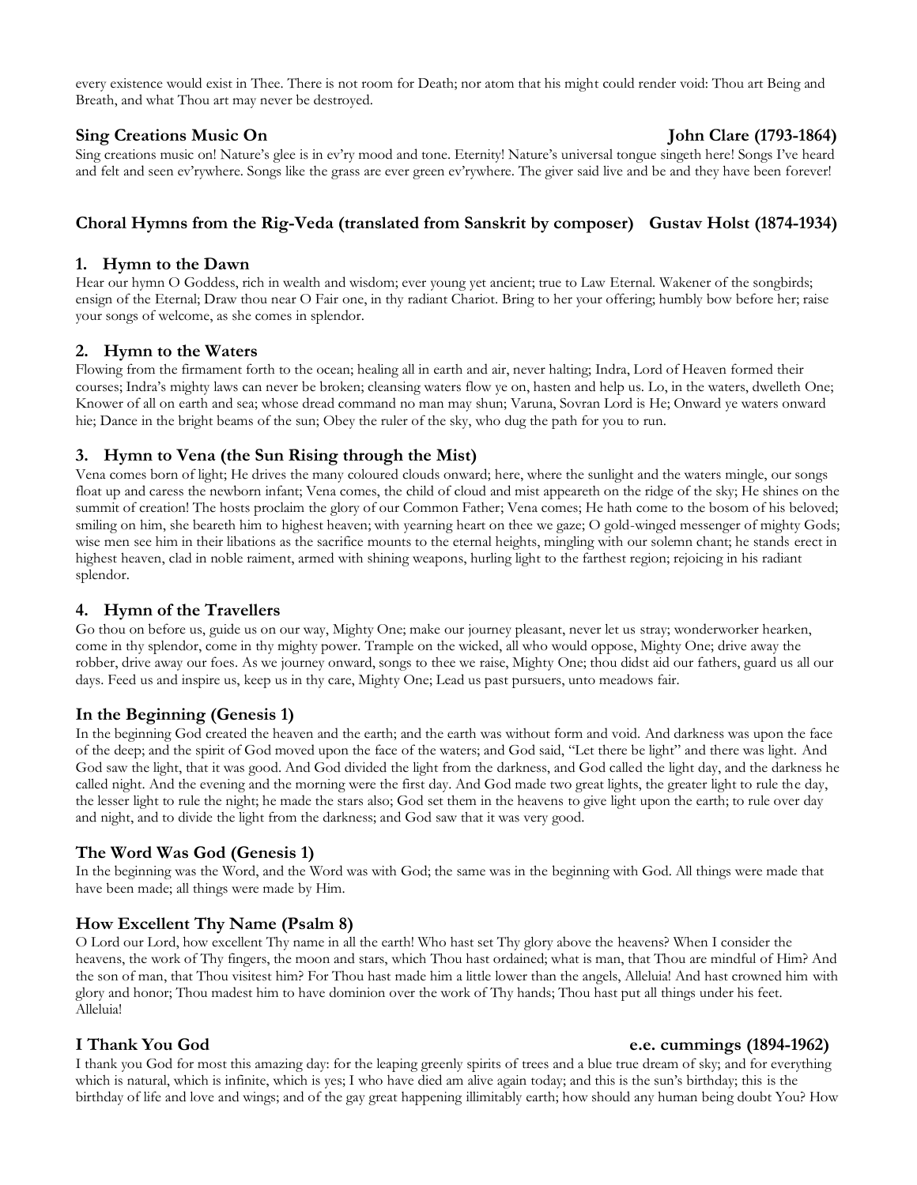every existence would exist in Thee. There is not room for Death; nor atom that his might could render void: Thou art Being and Breath, and what Thou art may never be destroyed.

**Sing Creations Music On** **John Clare (1793-1864)**

Sing creations music on! Nature's glee is in ev'ry mood and tone. Eternity! Nature's universal tongue singeth here! Songs I've heard and felt and seen ev'rywhere. Songs like the grass are ever green ev'rywhere. The giver said live and be and they have been forever!

## Choral Hymns from the Rig-Veda (translated from Sanskrit by composer) Gustav Holst (1874-1934)

### 1. Hymn to the Dawn

Hear our hymn O Goddess, rich in wealth and wisdom; ever young yet ancient; true to Law Eternal. Wakener of the songbirds; ensign of the Eternal; Draw thou near O Fair one, in thy radiant Chariot. Bring to her your offering; humbly bow before her; raise your songs of welcome, as she comes in splendor.

### 2. Hymn to the Waters

Flowing from the firmament forth to the ocean; healing all in earth and air, never halting; Indra, Lord of Heaven formed their courses; Indra's mighty laws can never be broken; cleansing waters flow ye on, hasten and help us. Lo, in the waters, dwelleth One; Knower of all on earth and sea; whose dread command no man may shun; Varuna, Sovran Lord is He; Onward ye waters onward hie; Dance in the bright beams of the sun; Obey the ruler of the sky, who dug the path for you to run.

### 3. Hymn to Vena (the Sun Rising through the Mist)

Vena comes born of light; He drives the many coloured clouds onward; here, where the sunlight and the waters mingle, our songs float up and caress the newborn infant; Vena comes, the child of cloud and mist appeareth on the ridge of the sky; He shines on the summit of creation! The hosts proclaim the glory of our Common Father; Vena comes; He hath come to the bosom of his beloved; smiling on him, she beareth him to highest heaven; with yearning heart on thee we gaze; O gold-winged messenger of mighty Gods; wise men see him in their libations as the sacrifice mounts to the eternal heights, mingling with our solemn chant; he stands erect in highest heaven, clad in noble raiment, armed with shining weapons, hurling light to the farthest region; rejoicing in his radiant splendor.

### 4. Hymn of the Travellers

Go thou on before us, guide us on our way, Mighty One; make our journey pleasant, never let us stray; wonderworker hearken, come in thy splendor, come in thy mighty power. Trample on the wicked, all who would oppose, Mighty One; drive away the robber, drive away our foes. As we journey onward, songs to thee we raise, Mighty One; thou didst aid our fathers, guard us all our days. Feed us and inspire us, keep us in thy care, Mighty One; Lead us past pursuers, unto meadows fair.

## In the Beginning (Genesis 1)

In the beginning God created the heaven and the earth; and the earth was without form and void. And darkness was upon the face of the deep; and the spirit of God moved upon the face of the waters; and God said, "Let there be light" and there was light. And God saw the light, that it was good. And God divided the light from the darkness, and God called the light day, and the darkness he called night. And the evening and the morning were the first day. And God made two great lights, the greater light to rule the day, the lesser light to rule the night; he made the stars also; God set them in the heavens to give light upon the earth; to rule over day and night, and to divide the light from the darkness; and God saw that it was very good.

## The Word Was God (Genesis 1)

In the beginning was the Word, and the Word was with God; the same was in the beginning with God. All things were made that have been made; all things were made by Him.

## How Excellent Thy Name (Psalm 8)

O Lord our Lord, how excellent Thy name in all the earth! Who hast set Thy glory above the heavens? When I consider the heavens, the work of Thy fingers, the moon and stars, which Thou hast ordained; what is man, that Thou are mindful of Him? And the son of man, that Thou visitest him? For Thou hast made him a little lower than the angels, Alleluia! And hast crowned him with glory and honor; Thou madest him to have dominion over the work of Thy hands; Thou hast put all things under his feet. Alleluia!

**I Thank You God** **e.e. cummings (1894-1962)**

I thank you God for most this amazing day: for the leaping greenly spirits of trees and a blue true dream of sky; and for everything which is natural, which is infinite, which is yes; I who have died am alive again today; and this is the sun's birthday; this is the birthday of life and love and wings; and of the gay great happening illimitably earth; how should any human being doubt You? How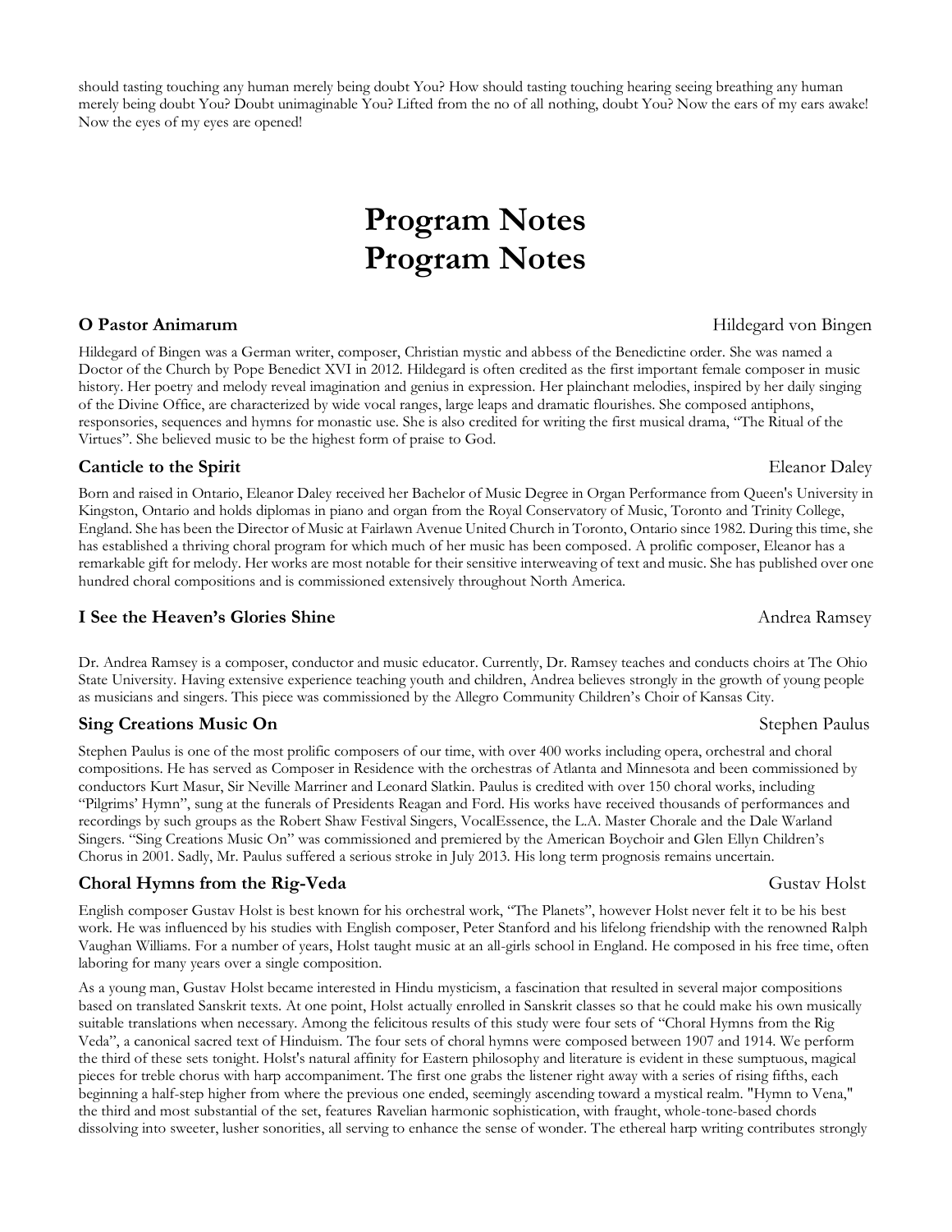should tasting touching any human merely being doubt You? How should tasting touching hearing seeing breathing any human merely being doubt You? Doubt unimaginable You? Lifted from the no of all nothing, doubt You? Now the ears of my ears awake! Now the eyes of my eyes are opened!

# Program Notes
# Program Notes

**O Pastor Animarum** Hildegard von Bingen

Hildegard of Bingen was a German writer, composer, Christian mystic and abbess of the Benedictine order. She was named a Doctor of the Church by Pope Benedict XVI in 2012. Hildegard is often credited as the first important female composer in music history. Her poetry and melody reveal imagination and genius in expression. Her plainchant melodies, inspired by her daily singing of the Divine Office, are characterized by wide vocal ranges, large leaps and dramatic flourishes. She composed antiphons, responsories, sequences and hymns for monastic use. She is also credited for writing the first musical drama, "The Ritual of the Virtues". She believed music to be the highest form of praise to God.

**Canticle to the Spirit** Eleanor Daley

Born and raised in Ontario, Eleanor Daley received her Bachelor of Music Degree in Organ Performance from Queen's University in Kingston, Ontario and holds diplomas in piano and organ from the Royal Conservatory of Music, Toronto and Trinity College, England. She has been the Director of Music at Fairlawn Avenue United Church in Toronto, Ontario since 1982. During this time, she has established a thriving choral program for which much of her music has been composed. A prolific composer, Eleanor has a remarkable gift for melody. Her works are most notable for their sensitive interweaving of text and music. She has published over one hundred choral compositions and is commissioned extensively throughout North America.

**I See the Heaven's Glories Shine** Andrea Ramsey

Dr. Andrea Ramsey is a composer, conductor and music educator. Currently, Dr. Ramsey teaches and conducts choirs at The Ohio State University. Having extensive experience teaching youth and children, Andrea believes strongly in the growth of young people as musicians and singers. This piece was commissioned by the Allegro Community Children's Choir of Kansas City.

**Sing Creations Music On** Stephen Paulus

Stephen Paulus is one of the most prolific composers of our time, with over 400 works including opera, orchestral and choral compositions. He has served as Composer in Residence with the orchestras of Atlanta and Minnesota and been commissioned by conductors Kurt Masur, Sir Neville Marriner and Leonard Slatkin. Paulus is credited with over 150 choral works, including "Pilgrims' Hymn", sung at the funerals of Presidents Reagan and Ford. His works have received thousands of performances and recordings by such groups as the Robert Shaw Festival Singers, VocalEssence, the L.A. Master Chorale and the Dale Warland Singers. "Sing Creations Music On" was commissioned and premiered by the American Boychoir and Glen Ellyn Children's Chorus in 2001. Sadly, Mr. Paulus suffered a serious stroke in July 2013. His long term prognosis remains uncertain.

**Choral Hymns from the Rig-Veda** Gustav Holst

English composer Gustav Holst is best known for his orchestral work, "The Planets", however Holst never felt it to be his best work. He was influenced by his studies with English composer, Peter Stanford and his lifelong friendship with the renowned Ralph Vaughan Williams. For a number of years, Holst taught music at an all-girls school in England. He composed in his free time, often laboring for many years over a single composition.

As a young man, Gustav Holst became interested in Hindu mysticism, a fascination that resulted in several major compositions based on translated Sanskrit texts. At one point, Holst actually enrolled in Sanskrit classes so that he could make his own musically suitable translations when necessary. Among the felicitous results of this study were four sets of "Choral Hymns from the Rig Veda", a canonical sacred text of Hinduism. The four sets of choral hymns were composed between 1907 and 1914. We perform the third of these sets tonight. Holst's natural affinity for Eastern philosophy and literature is evident in these sumptuous, magical pieces for treble chorus with harp accompaniment. The first one grabs the listener right away with a series of rising fifths, each beginning a half-step higher from where the previous one ended, seemingly ascending toward a mystical realm. "Hymn to Vena," the third and most substantial of the set, features Ravelian harmonic sophistication, with fraught, whole-tone-based chords dissolving into sweeter, lusher sonorities, all serving to enhance the sense of wonder. The ethereal harp writing contributes strongly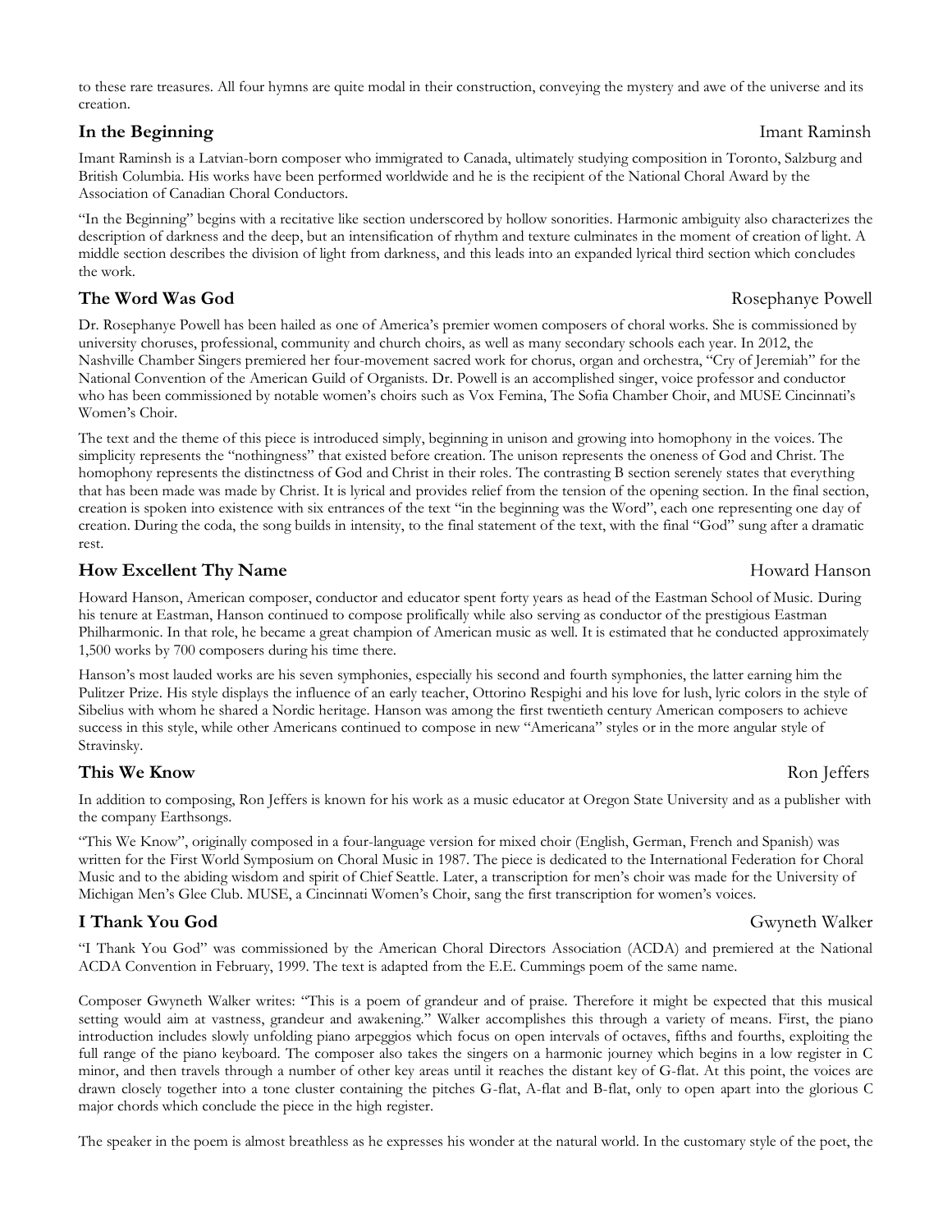to these rare treasures. All four hymns are quite modal in their construction, conveying the mystery and awe of the universe and its creation.

## In the Beginning — Imant Raminsh

Imant Raminsh is a Latvian-born composer who immigrated to Canada, ultimately studying composition in Toronto, Salzburg and British Columbia. His works have been performed worldwide and he is the recipient of the National Choral Award by the Association of Canadian Choral Conductors.

"In the Beginning" begins with a recitative like section underscored by hollow sonorities. Harmonic ambiguity also characterizes the description of darkness and the deep, but an intensification of rhythm and texture culminates in the moment of creation of light. A middle section describes the division of light from darkness, and this leads into an expanded lyrical third section which concludes the work.

## The Word Was God — Rosephanye Powell

Dr. Rosephanye Powell has been hailed as one of America's premier women composers of choral works. She is commissioned by university choruses, professional, community and church choirs, as well as many secondary schools each year. In 2012, the Nashville Chamber Singers premiered her four-movement sacred work for chorus, organ and orchestra, "Cry of Jeremiah" for the National Convention of the American Guild of Organists. Dr. Powell is an accomplished singer, voice professor and conductor who has been commissioned by notable women's choirs such as Vox Femina, The Sofia Chamber Choir, and MUSE Cincinnati's Women's Choir.

The text and the theme of this piece is introduced simply, beginning in unison and growing into homophony in the voices. The simplicity represents the "nothingness" that existed before creation. The unison represents the oneness of God and Christ. The homophony represents the distinctness of God and Christ in their roles. The contrasting B section serenely states that everything that has been made was made by Christ. It is lyrical and provides relief from the tension of the opening section. In the final section, creation is spoken into existence with six entrances of the text "in the beginning was the Word", each one representing one day of creation. During the coda, the song builds in intensity, to the final statement of the text, with the final "God" sung after a dramatic rest.

## How Excellent Thy Name — Howard Hanson

Howard Hanson, American composer, conductor and educator spent forty years as head of the Eastman School of Music. During his tenure at Eastman, Hanson continued to compose prolifically while also serving as conductor of the prestigious Eastman Philharmonic. In that role, he became a great champion of American music as well. It is estimated that he conducted approximately 1,500 works by 700 composers during his time there.

Hanson's most lauded works are his seven symphonies, especially his second and fourth symphonies, the latter earning him the Pulitzer Prize. His style displays the influence of an early teacher, Ottorino Respighi and his love for lush, lyric colors in the style of Sibelius with whom he shared a Nordic heritage. Hanson was among the first twentieth century American composers to achieve success in this style, while other Americans continued to compose in new "Americana" styles or in the more angular style of Stravinsky.

## This We Know — Ron Jeffers

In addition to composing, Ron Jeffers is known for his work as a music educator at Oregon State University and as a publisher with the company Earthsongs.

"This We Know", originally composed in a four-language version for mixed choir (English, German, French and Spanish) was written for the First World Symposium on Choral Music in 1987. The piece is dedicated to the International Federation for Choral Music and to the abiding wisdom and spirit of Chief Seattle. Later, a transcription for men's choir was made for the University of Michigan Men's Glee Club. MUSE, a Cincinnati Women's Choir, sang the first transcription for women's voices.

## I Thank You God — Gwyneth Walker

"I Thank You God" was commissioned by the American Choral Directors Association (ACDA) and premiered at the National ACDA Convention in February, 1999. The text is adapted from the E.E. Cummings poem of the same name.

Composer Gwyneth Walker writes: "This is a poem of grandeur and of praise. Therefore it might be expected that this musical setting would aim at vastness, grandeur and awakening." Walker accomplishes this through a variety of means. First, the piano introduction includes slowly unfolding piano arpeggios which focus on open intervals of octaves, fifths and fourths, exploiting the full range of the piano keyboard. The composer also takes the singers on a harmonic journey which begins in a low register in C minor, and then travels through a number of other key areas until it reaches the distant key of G-flat. At this point, the voices are drawn closely together into a tone cluster containing the pitches G-flat, A-flat and B-flat, only to open apart into the glorious C major chords which conclude the piece in the high register.

The speaker in the poem is almost breathless as he expresses his wonder at the natural world. In the customary style of the poet, the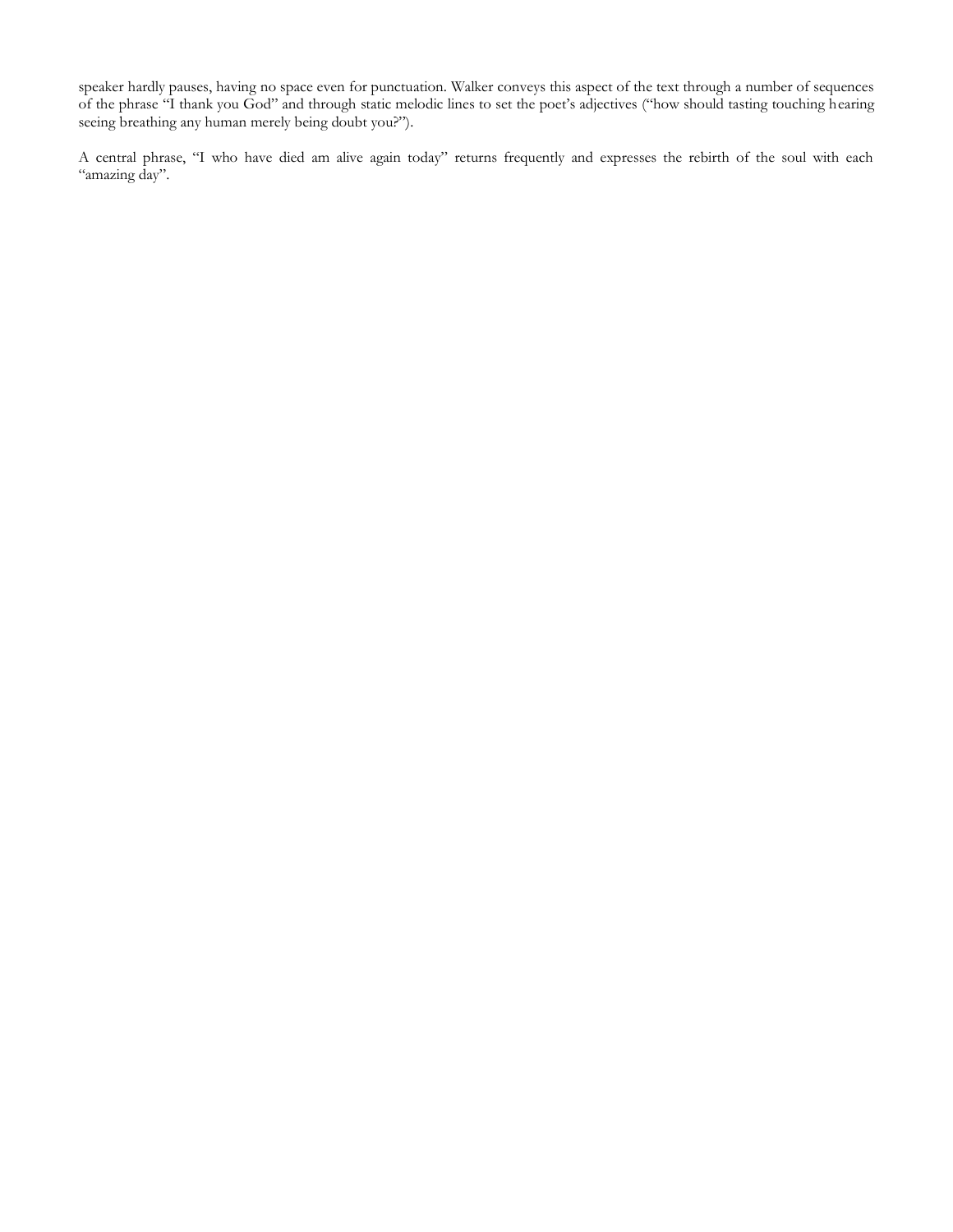speaker hardly pauses, having no space even for punctuation. Walker conveys this aspect of the text through a number of sequences of the phrase "I thank you God" and through static melodic lines to set the poet's adjectives ("how should tasting touching hearing seeing breathing any human merely being doubt you?").

A central phrase, "I who have died am alive again today" returns frequently and expresses the rebirth of the soul with each "amazing day".